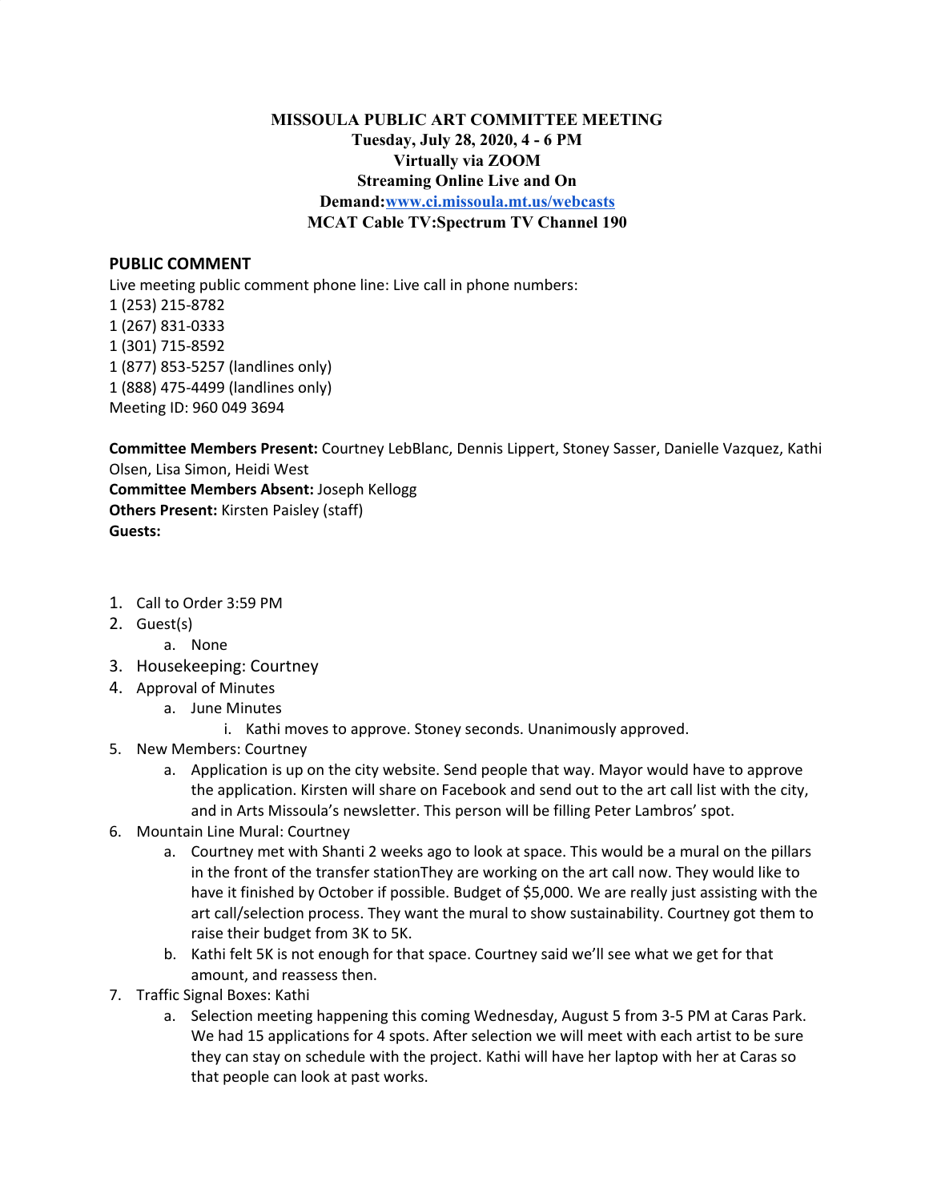**MISSOULA PUBLIC ART COMMITTEE MEETING**
**Tuesday, July 28, 2020, 4 - 6 PM**
**Virtually via ZOOM**
**Streaming Online Live and On Demand:[www.ci.missoula.mt.us/webcasts](http://www.ci.missoula.mt.us/webcasts)**
**MCAT Cable TV:Spectrum TV Channel 190**

## PUBLIC COMMENT

Live meeting public comment phone line: Live call in phone numbers:
1 (253) 215-8782
1 (267) 831-0333
1 (301) 715-8592
1 (877) 853-5257 (landlines only)
1 (888) 475-4499 (landlines only)
Meeting ID: 960 049 3694

**Committee Members Present:** Courtney LebBlanc, Dennis Lippert, Stoney Sasser, Danielle Vazquez, Kathi Olsen, Lisa Simon, Heidi West
**Committee Members Absent:** Joseph Kellogg
**Others Present:** Kirsten Paisley (staff)
**Guests:**

1. Call to Order 3:59 PM
2. Guest(s)
   a. None
3. Housekeeping: Courtney
4. Approval of Minutes
   a. June Minutes
      i. Kathi moves to approve. Stoney seconds. Unanimously approved.
5. New Members: Courtney
   a. Application is up on the city website. Send people that way. Mayor would have to approve the application. Kirsten will share on Facebook and send out to the art call list with the city, and in Arts Missoula's newsletter. This person will be filling Peter Lambros' spot.
6. Mountain Line Mural: Courtney
   a. Courtney met with Shanti 2 weeks ago to look at space. This would be a mural on the pillars in the front of the transfer stationThey are working on the art call now. They would like to have it finished by October if possible. Budget of $5,000. We are really just assisting with the art call/selection process. They want the mural to show sustainability. Courtney got them to raise their budget from 3K to 5K.
   b. Kathi felt 5K is not enough for that space. Courtney said we'll see what we get for that amount, and reassess then.
7. Traffic Signal Boxes: Kathi
   a. Selection meeting happening this coming Wednesday, August 5 from 3-5 PM at Caras Park. We had 15 applications for 4 spots. After selection we will meet with each artist to be sure they can stay on schedule with the project. Kathi will have her laptop with her at Caras so that people can look at past works.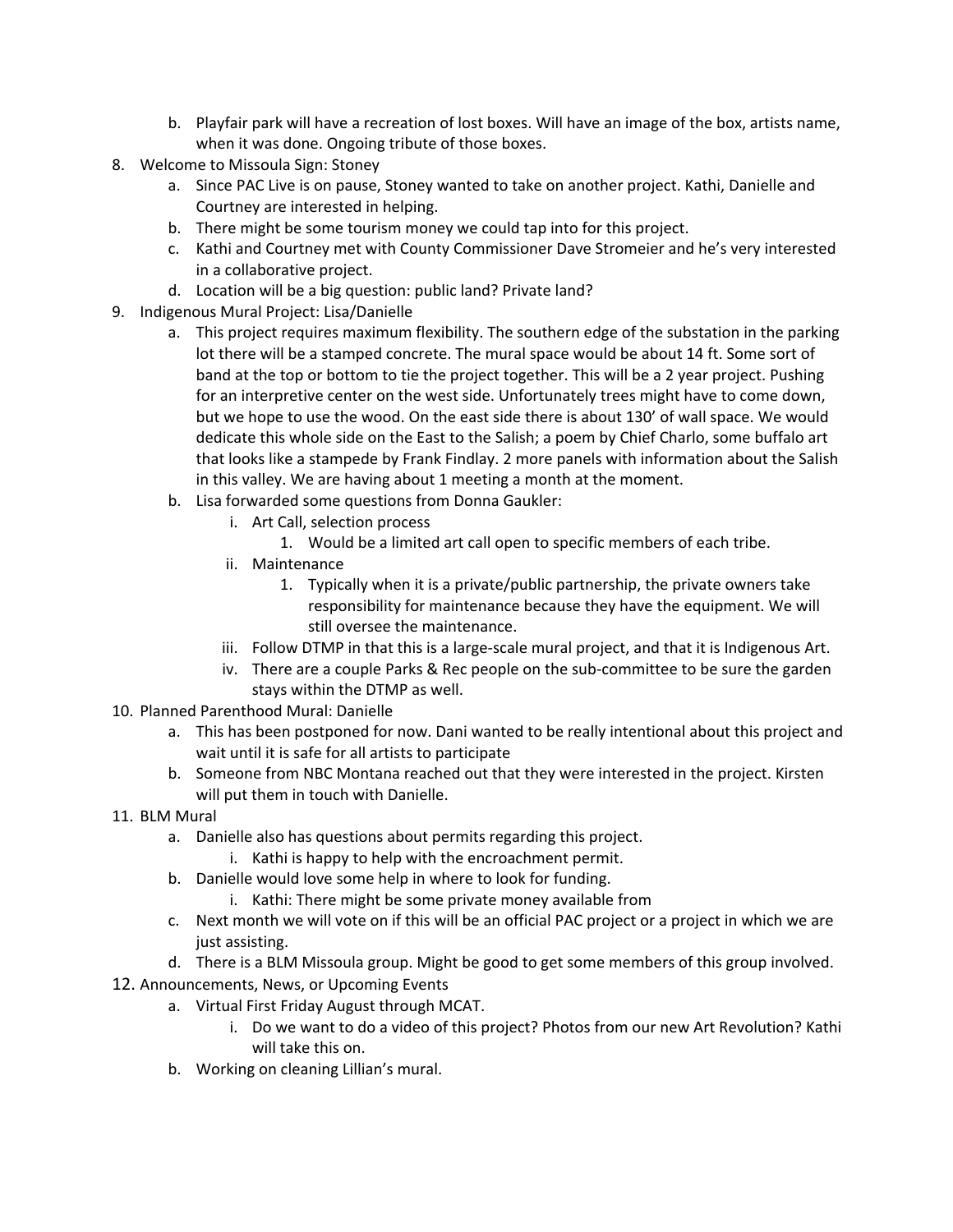b. Playfair park will have a recreation of lost boxes. Will have an image of the box, artists name, when it was done. Ongoing tribute of those boxes.

8. Welcome to Missoula Sign: Stoney
   a. Since PAC Live is on pause, Stoney wanted to take on another project. Kathi, Danielle and Courtney are interested in helping.
   b. There might be some tourism money we could tap into for this project.
   c. Kathi and Courtney met with County Commissioner Dave Stromeier and he's very interested in a collaborative project.
   d. Location will be a big question: public land? Private land?
9. Indigenous Mural Project: Lisa/Danielle
   a. This project requires maximum flexibility. The southern edge of the substation in the parking lot there will be a stamped concrete. The mural space would be about 14 ft. Some sort of band at the top or bottom to tie the project together. This will be a 2 year project. Pushing for an interpretive center on the west side. Unfortunately trees might have to come down, but we hope to use the wood. On the east side there is about 130' of wall space. We would dedicate this whole side on the East to the Salish; a poem by Chief Charlo, some buffalo art that looks like a stampede by Frank Findlay. 2 more panels with information about the Salish in this valley. We are having about 1 meeting a month at the moment.
   b. Lisa forwarded some questions from Donna Gaukler:
      i. Art Call, selection process
         1. Would be a limited art call open to specific members of each tribe.
      ii. Maintenance
         1. Typically when it is a private/public partnership, the private owners take responsibility for maintenance because they have the equipment. We will still oversee the maintenance.
      iii. Follow DTMP in that this is a large-scale mural project, and that it is Indigenous Art.
      iv. There are a couple Parks & Rec people on the sub-committee to be sure the garden stays within the DTMP as well.
10. Planned Parenthood Mural: Danielle
    a. This has been postponed for now. Dani wanted to be really intentional about this project and wait until it is safe for all artists to participate
    b. Someone from NBC Montana reached out that they were interested in the project. Kirsten will put them in touch with Danielle.
11. BLM Mural
    a. Danielle also has questions about permits regarding this project.
       i. Kathi is happy to help with the encroachment permit.
    b. Danielle would love some help in where to look for funding.
       i. Kathi: There might be some private money available from
    c. Next month we will vote on if this will be an official PAC project or a project in which we are just assisting.
    d. There is a BLM Missoula group. Might be good to get some members of this group involved.
12. Announcements, News, or Upcoming Events
    a. Virtual First Friday August through MCAT.
       i. Do we want to do a video of this project? Photos from our new Art Revolution? Kathi will take this on.
    b. Working on cleaning Lillian's mural.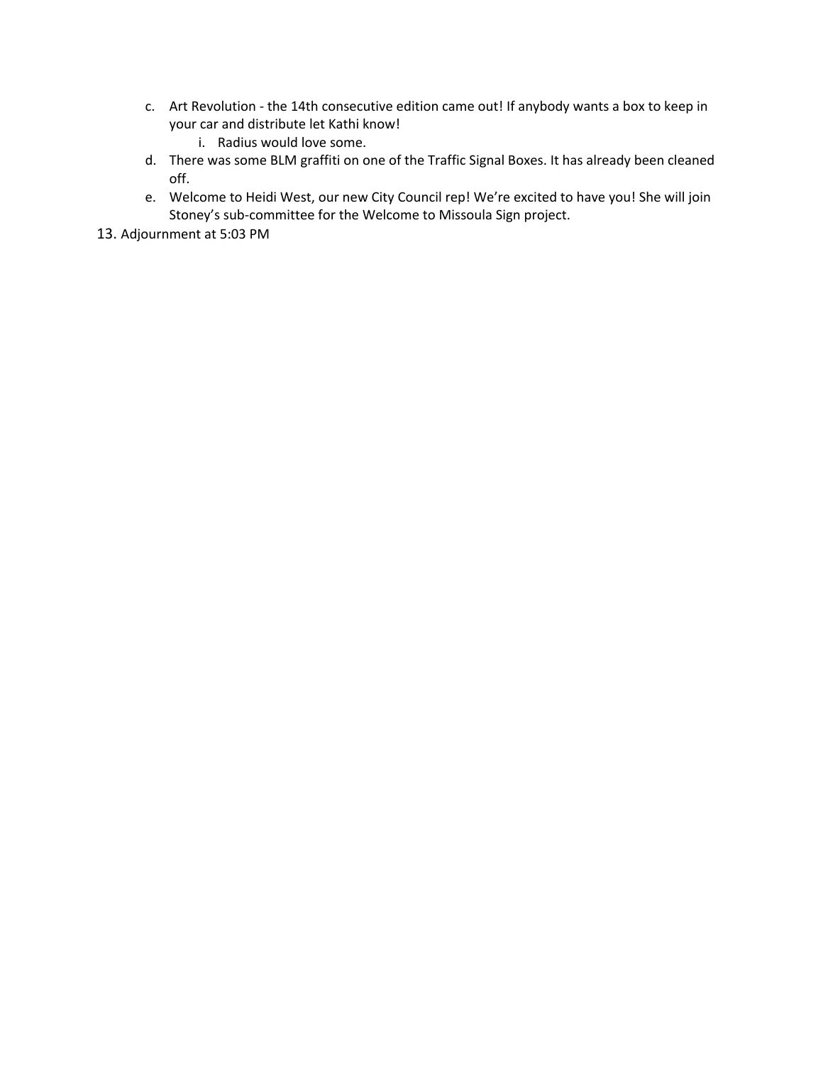c. Art Revolution - the 14th consecutive edition came out! If anybody wants a box to keep in your car and distribute let Kathi know!
    i. Radius would love some.
d. There was some BLM graffiti on one of the Traffic Signal Boxes. It has already been cleaned off.
e. Welcome to Heidi West, our new City Council rep! We're excited to have you! She will join Stoney's sub-committee for the Welcome to Missoula Sign project.

13. Adjournment at 5:03 PM